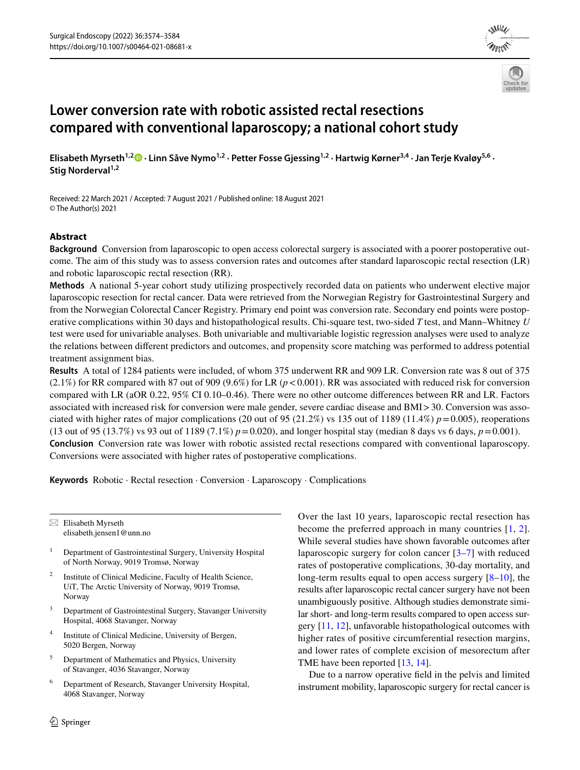# Lower conversion rate with robotic assisted rectal resections compared with conventional laparoscopy; a national cohort study

**Elisabeth Myrseth[1,2] · Linn Såve Nymo[1,2] · Petter Fosse Gjessing[1,2] · Hartwig Kørner[3,4] · Jan Terje Kvaløy[5,6] · Stig Norderval[1,2]**

Received: 22 March 2021 / Accepted: 7 August 2021 / Published online: 18 August 2021
© The Author(s) 2021

## Abstract

**Background** Conversion from laparoscopic to open access colorectal surgery is associated with a poorer postoperative outcome. The aim of this study was to assess conversion rates and outcomes after standard laparoscopic rectal resection (LR) and robotic laparoscopic rectal resection (RR).

**Methods** A national 5-year cohort study utilizing prospectively recorded data on patients who underwent elective major laparoscopic resection for rectal cancer. Data were retrieved from the Norwegian Registry for Gastrointestinal Surgery and from the Norwegian Colorectal Cancer Registry. Primary end point was conversion rate. Secondary end points were postoperative complications within 30 days and histopathological results. Chi-square test, two-sided *T* test, and Mann–Whitney *U* test were used for univariable analyses. Both univariable and multivariable logistic regression analyses were used to analyze the relations between different predictors and outcomes, and propensity score matching was performed to address potential treatment assignment bias.

**Results** A total of 1284 patients were included, of whom 375 underwent RR and 909 LR. Conversion rate was 8 out of 375 (2.1%) for RR compared with 87 out of 909 (9.6%) for LR ($p < 0.001$). RR was associated with reduced risk for conversion compared with LR (aOR 0.22, 95% CI 0.10–0.46). There were no other outcome differences between RR and LR. Factors associated with increased risk for conversion were male gender, severe cardiac disease and BMI > 30. Conversion was associated with higher rates of major complications (20 out of 95 (21.2%) vs 135 out of 1189 (11.4%) $p = 0.005$), reoperations (13 out of 95 (13.7%) vs 93 out of 1189 (7.1%) $p = 0.020$), and longer hospital stay (median 8 days vs 6 days, $p = 0.001$).

**Conclusion** Conversion rate was lower with robotic assisted rectal resections compared with conventional laparoscopy. Conversions were associated with higher rates of postoperative complications.

**Keywords** Robotic · Rectal resection · Conversion · Laparoscopy · Complications

✉ Elisabeth Myrseth
elisabeth.jensen1@unn.no

1 Department of Gastrointestinal Surgery, University Hospital of North Norway, 9019 Tromsø, Norway

2 Institute of Clinical Medicine, Faculty of Health Science, UiT, The Arctic University of Norway, 9019 Tromsø, Norway

3 Department of Gastrointestinal Surgery, Stavanger University Hospital, 4068 Stavanger, Norway

4 Institute of Clinical Medicine, University of Bergen, 5020 Bergen, Norway

5 Department of Mathematics and Physics, University of Stavanger, 4036 Stavanger, Norway

6 Department of Research, Stavanger University Hospital, 4068 Stavanger, Norway

Over the last 10 years, laparoscopic rectal resection has become the preferred approach in many countries [1, 2]. While several studies have shown favorable outcomes after laparoscopic surgery for colon cancer [3–7] with reduced rates of postoperative complications, 30-day mortality, and long-term results equal to open access surgery [8–10], the results after laparoscopic rectal cancer surgery have not been unambiguously positive. Although studies demonstrate similar short- and long-term results compared to open access surgery [11, 12], unfavorable histopathological outcomes with higher rates of positive circumferential resection margins, and lower rates of complete excision of mesorectum after TME have been reported [13, 14].

Due to a narrow operative field in the pelvis and limited instrument mobility, laparoscopic surgery for rectal cancer is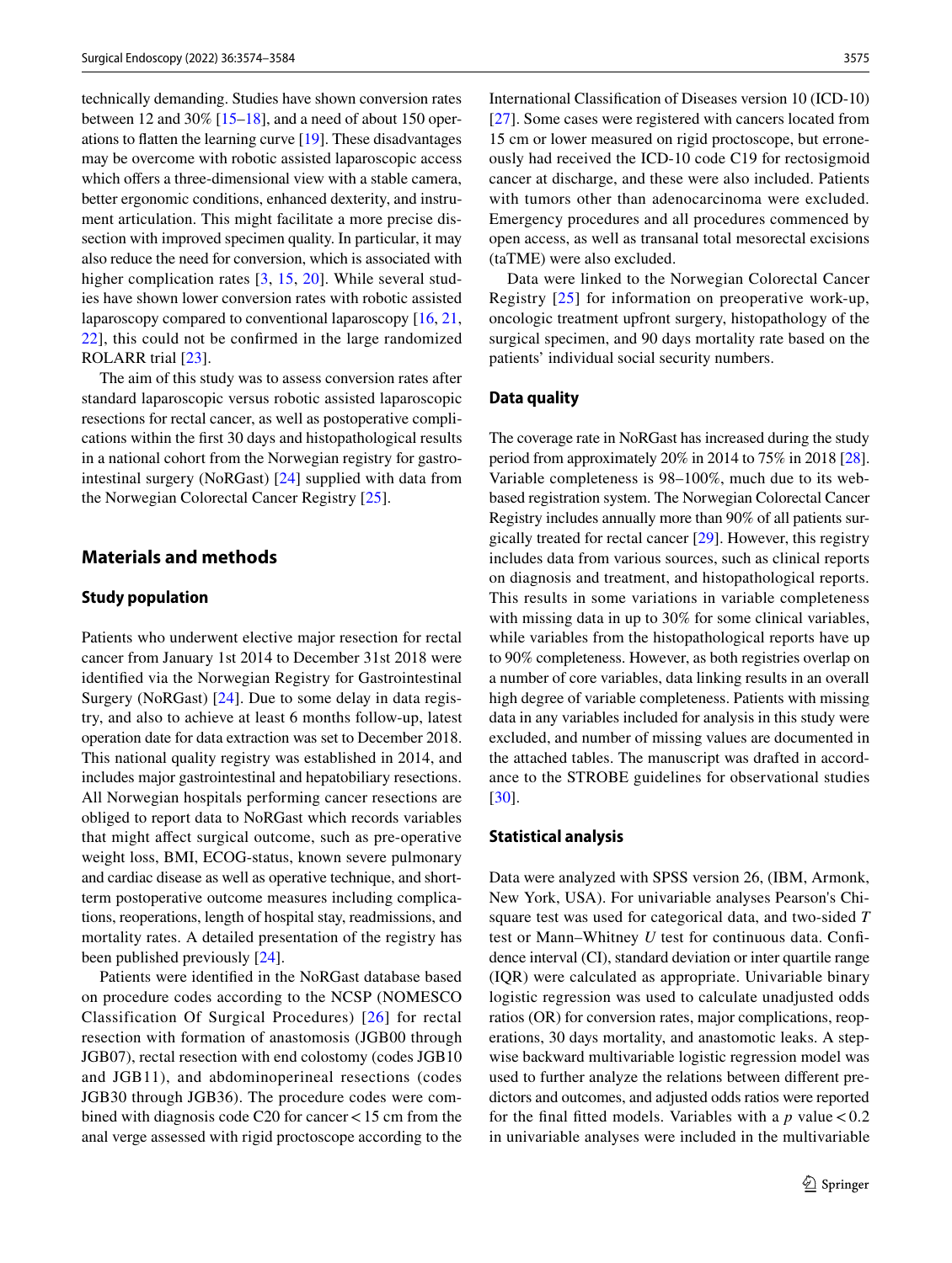technically demanding. Studies have shown conversion rates between 12 and 30% [15–18], and a need of about 150 operations to flatten the learning curve [19]. These disadvantages may be overcome with robotic assisted laparoscopic access which offers a three-dimensional view with a stable camera, better ergonomic conditions, enhanced dexterity, and instrument articulation. This might facilitate a more precise dissection with improved specimen quality. In particular, it may also reduce the need for conversion, which is associated with higher complication rates [3, 15, 20]. While several studies have shown lower conversion rates with robotic assisted laparoscopy compared to conventional laparoscopy [16, 21, 22], this could not be confirmed in the large randomized ROLARR trial [23].

The aim of this study was to assess conversion rates after standard laparoscopic versus robotic assisted laparoscopic resections for rectal cancer, as well as postoperative complications within the first 30 days and histopathological results in a national cohort from the Norwegian registry for gastrointestinal surgery (NoRGast) [24] supplied with data from the Norwegian Colorectal Cancer Registry [25].

## Materials and methods

### Study population

Patients who underwent elective major resection for rectal cancer from January 1st 2014 to December 31st 2018 were identified via the Norwegian Registry for Gastrointestinal Surgery (NoRGast) [24]. Due to some delay in data registry, and also to achieve at least 6 months follow-up, latest operation date for data extraction was set to December 2018. This national quality registry was established in 2014, and includes major gastrointestinal and hepatobiliary resections. All Norwegian hospitals performing cancer resections are obliged to report data to NoRGast which records variables that might affect surgical outcome, such as pre-operative weight loss, BMI, ECOG-status, known severe pulmonary and cardiac disease as well as operative technique, and short-term postoperative outcome measures including complications, reoperations, length of hospital stay, readmissions, and mortality rates. A detailed presentation of the registry has been published previously [24].

Patients were identified in the NoRGast database based on procedure codes according to the NCSP (NOMESCO Classification Of Surgical Procedures) [26] for rectal resection with formation of anastomosis (JGB00 through JGB07), rectal resection with end colostomy (codes JGB10 and JGB11), and abdominoperineal resections (codes JGB30 through JGB36). The procedure codes were combined with diagnosis code C20 for cancer < 15 cm from the anal verge assessed with rigid proctoscope according to the International Classification of Diseases version 10 (ICD-10) [27]. Some cases were registered with cancers located from 15 cm or lower measured on rigid proctoscope, but erroneously had received the ICD-10 code C19 for rectosigmoid cancer at discharge, and these were also included. Patients with tumors other than adenocarcinoma were excluded. Emergency procedures and all procedures commenced by open access, as well as transanal total mesorectal excisions (taTME) were also excluded.

Data were linked to the Norwegian Colorectal Cancer Registry [25] for information on preoperative work-up, oncologic treatment upfront surgery, histopathology of the surgical specimen, and 90 days mortality rate based on the patients' individual social security numbers.

### Data quality

The coverage rate in NoRGast has increased during the study period from approximately 20% in 2014 to 75% in 2018 [28]. Variable completeness is 98–100%, much due to its web-based registration system. The Norwegian Colorectal Cancer Registry includes annually more than 90% of all patients surgically treated for rectal cancer [29]. However, this registry includes data from various sources, such as clinical reports on diagnosis and treatment, and histopathological reports. This results in some variations in variable completeness with missing data in up to 30% for some clinical variables, while variables from the histopathological reports have up to 90% completeness. However, as both registries overlap on a number of core variables, data linking results in an overall high degree of variable completeness. Patients with missing data in any variables included for analysis in this study were excluded, and number of missing values are documented in the attached tables. The manuscript was drafted in accordance to the STROBE guidelines for observational studies [30].

### Statistical analysis

Data were analyzed with SPSS version 26, (IBM, Armonk, New York, USA). For univariable analyses Pearson's Chi-square test was used for categorical data, and two-sided *T* test or Mann–Whitney *U* test for continuous data. Confidence interval (CI), standard deviation or inter quartile range (IQR) were calculated as appropriate. Univariable binary logistic regression was used to calculate unadjusted odds ratios (OR) for conversion rates, major complications, reoperations, 30 days mortality, and anastomotic leaks. A stepwise backward multivariable logistic regression model was used to further analyze the relations between different predictors and outcomes, and adjusted odds ratios were reported for the final fitted models. Variables with a $p$ value < 0.2 in univariable analyses were included in the multivariable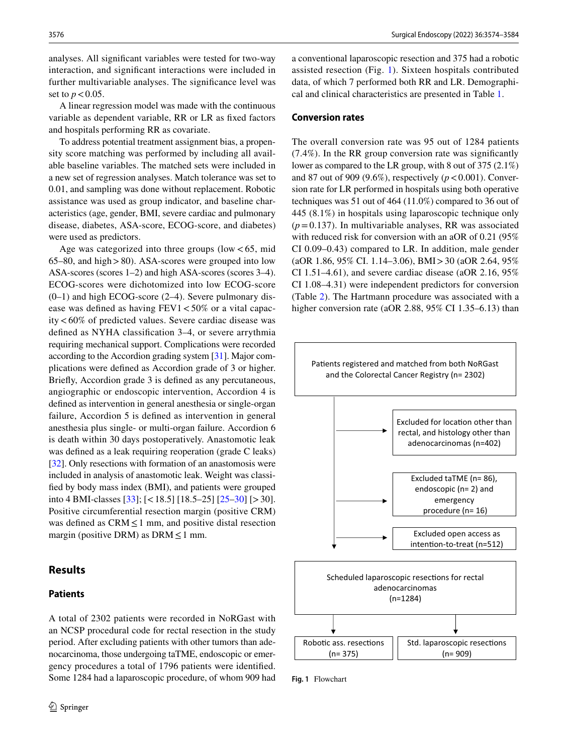analyses. All significant variables were tested for two-way interaction, and significant interactions were included in further multivariable analyses. The significance level was set to $p < 0.05$.

A linear regression model was made with the continuous variable as dependent variable, RR or LR as fixed factors and hospitals performing RR as covariate.

To address potential treatment assignment bias, a propensity score matching was performed by including all available baseline variables. The matched sets were included in a new set of regression analyses. Match tolerance was set to 0.01, and sampling was done without replacement. Robotic assistance was used as group indicator, and baseline characteristics (age, gender, BMI, severe cardiac and pulmonary disease, diabetes, ASA-score, ECOG-score, and diabetes) were used as predictors.

Age was categorized into three groups (low < 65, mid 65–80, and high > 80). ASA-scores were grouped into low ASA-scores (scores 1–2) and high ASA-scores (scores 3–4). ECOG-scores were dichotomized into low ECOG-score (0–1) and high ECOG-score (2–4). Severe pulmonary disease was defined as having FEV1 < 50% or a vital capacity < 60% of predicted values. Severe cardiac disease was defined as NYHA classification 3–4, or severe arrythmia requiring mechanical support. Complications were recorded according to the Accordion grading system [31]. Major complications were defined as Accordion grade of 3 or higher. Briefly, Accordion grade 3 is defined as any percutaneous, angiographic or endoscopic intervention, Accordion 4 is defined as intervention in general anesthesia or single-organ failure, Accordion 5 is defined as intervention in general anesthesia plus single- or multi-organ failure. Accordion 6 is death within 30 days postoperatively. Anastomotic leak was defined as a leak requiring reoperation (grade C leaks) [32]. Only resections with formation of an anastomosis were included in analysis of anastomotic leak. Weight was classified by body mass index (BMI), and patients were grouped into 4 BMI-classes [33]; [< 18.5] [18.5–25] [25–30] [> 30]. Positive circumferential resection margin (positive CRM) was defined as CRM ≤ 1 mm, and positive distal resection margin (positive DRM) as DRM ≤ 1 mm.

## Results

### Patients

A total of 2302 patients were recorded in NoRGast with an NCSP procedural code for rectal resection in the study period. After excluding patients with other tumors than adenocarcinoma, those undergoing taTME, endoscopic or emergency procedures a total of 1796 patients were identified. Some 1284 had a laparoscopic procedure, of whom 909 had a conventional laparoscopic resection and 375 had a robotic assisted resection (Fig. 1). Sixteen hospitals contributed data, of which 7 performed both RR and LR. Demographical and clinical characteristics are presented in Table 1.

### Conversion rates

The overall conversion rate was 95 out of 1284 patients (7.4%). In the RR group conversion rate was significantly lower as compared to the LR group, with 8 out of 375 (2.1%) and 87 out of 909 (9.6%), respectively ($p < 0.001$). Conversion rate for LR performed in hospitals using both operative techniques was 51 out of 464 (11.0%) compared to 36 out of 445 (8.1%) in hospitals using laparoscopic technique only ($p = 0.137$). In multivariable analyses, RR was associated with reduced risk for conversion with an aOR of 0.21 (95% CI 0.09–0.43) compared to LR. In addition, male gender (aOR 1.86, 95% CI. 1.14–3.06), BMI > 30 (aOR 2.64, 95% CI 1.51–4.61), and severe cardiac disease (aOR 2.16, 95% CI 1.08–4.31) were independent predictors for conversion (Table 2). The Hartmann procedure was associated with a higher conversion rate (aOR 2.88, 95% CI 1.35–6.13) than

Patients registered and matched from both NoRGast and the Colorectal Cancer Registry (n= 2302)

→ Excluded for location other than rectal, and histology other than adenocarcinomas (n=402)

→ Excluded taTME (n= 86), endoscopic (n= 2) and emergency procedure (n= 16)

→ Excluded open access as intention-to-treat (n=512)

Scheduled laparoscopic resections for rectal adenocarcinomas (n=1284)

→ Robotic ass. resections (n= 375) | Std. laparoscopic resections (n= 909)

**Fig. 1** Flowchart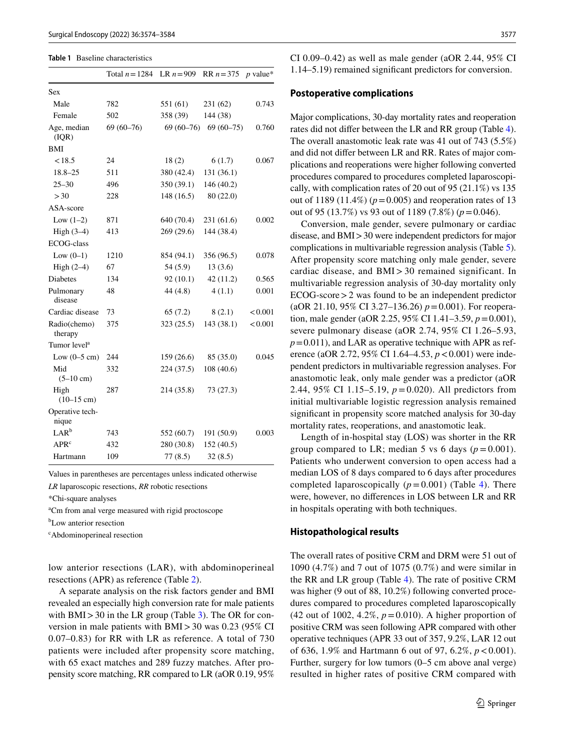**Table 1** Baseline characteristics

| | Total $n = 1284$ | LR $n = 909$ | RR $n = 375$ | $p$ value* |
|---|---|---|---|---|
| Sex | | | | |
| Male | 782 | 551 (61) | 231 (62) | 0.743 |
| Female | 502 | 358 (39) | 144 (38) | |
| Age, median (IQR) | 69 (60–76) | 69 (60–76) | 69 (60–75) | 0.760 |
| BMI | | | | |
| < 18.5 | 24 | 18 (2) | 6 (1.7) | 0.067 |
| 18.8–25 | 511 | 380 (42.4) | 131 (36.1) | |
| 25–30 | 496 | 350 (39.1) | 146 (40.2) | |
| > 30 | 228 | 148 (16.5) | 80 (22.0) | |
| ASA-score | | | | |
| Low (1–2) | 871 | 640 (70.4) | 231 (61.6) | 0.002 |
| High (3–4) | 413 | 269 (29.6) | 144 (38.4) | |
| ECOG-class | | | | |
| Low (0–1) | 1210 | 854 (94.1) | 356 (96.5) | 0.078 |
| High (2–4) | 67 | 54 (5.9) | 13 (3.6) | |
| Diabetes | 134 | 92 (10.1) | 42 (11.2) | 0.565 |
| Pulmonary disease | 48 | 44 (4.8) | 4 (1.1) | 0.001 |
| Cardiac disease | 73 | 65 (7.2) | 8 (2.1) | < 0.001 |
| Radio(chemo) therapy | 375 | 323 (25.5) | 143 (38.1) | < 0.001 |
| Tumor level[a] | | | | |
| Low (0–5 cm) | 244 | 159 (26.6) | 85 (35.0) | 0.045 |
| Mid (5–10 cm) | 332 | 224 (37.5) | 108 (40.6) | |
| High (10–15 cm) | 287 | 214 (35.8) | 73 (27.3) | |
| Operative technique | | | | |
| LAR[b] | 743 | 552 (60.7) | 191 (50.9) | 0.003 |
| APR[c] | 432 | 280 (30.8) | 152 (40.5) | |
| Hartmann | 109 | 77 (8.5) | 32 (8.5) | |

Values in parentheses are percentages unless indicated otherwise

*LR* laparoscopic resections, *RR* robotic resections

*Chi-square analyses

[a]Cm from anal verge measured with rigid proctoscope

[b]Low anterior resection

[c]Abdominoperineal resection

low anterior resections (LAR), with abdominoperineal resections (APR) as reference (Table 2).

A separate analysis on the risk factors gender and BMI revealed an especially high conversion rate for male patients with BMI > 30 in the LR group (Table 3). The OR for conversion in male patients with BMI > 30 was 0.23 (95% CI 0.07–0.83) for RR with LR as reference. A total of 730 patients were included after propensity score matching, with 65 exact matches and 289 fuzzy matches. After propensity score matching, RR compared to LR (aOR 0.19, 95% CI 0.09–0.42) as well as male gender (aOR 2.44, 95% CI 1.14–5.19) remained significant predictors for conversion.

## Postoperative complications

Major complications, 30-day mortality rates and reoperation rates did not differ between the LR and RR group (Table 4). The overall anastomotic leak rate was 41 out of 743 (5.5%) and did not differ between LR and RR. Rates of major complications and reoperations were higher following converted procedures compared to procedures completed laparoscopically, with complication rates of 20 out of 95 (21.1%) vs 135 out of 1189 (11.4%) ($p = 0.005$) and reoperation rates of 13 out of 95 (13.7%) vs 93 out of 1189 (7.8%) ($p = 0.046$).

Conversion, male gender, severe pulmonary or cardiac disease, and BMI > 30 were independent predictors for major complications in multivariable regression analysis (Table 5). After propensity score matching only male gender, severe cardiac disease, and BMI > 30 remained significant. In multivariable regression analysis of 30-day mortality only ECOG-score > 2 was found to be an independent predictor (aOR 21.10, 95% CI 3.27–136.26) $p = 0.001$). For reoperation, male gender (aOR 2.25, 95% CI 1.41–3.59, $p = 0.001$), severe pulmonary disease (aOR 2.74, 95% CI 1.26–5.93, $p = 0.011$), and LAR as operative technique with APR as reference (aOR 2.72, 95% CI 1.64–4.53, $p < 0.001$) were independent predictors in multivariable regression analyses. For anastomotic leak, only male gender was a predictor (aOR 2.44, 95% CI 1.15–5.19, $p = 0.020$). All predictors from initial multivariable logistic regression analysis remained significant in propensity score matched analysis for 30-day mortality rates, reoperations, and anastomotic leak.

Length of in-hospital stay (LOS) was shorter in the RR group compared to LR; median 5 vs 6 days ($p = 0.001$). Patients who underwent conversion to open access had a median LOS of 8 days compared to 6 days after procedures completed laparoscopically ($p = 0.001$) (Table 4). There were, however, no differences in LOS between LR and RR in hospitals operating with both techniques.

## Histopathological results

The overall rates of positive CRM and DRM were 51 out of 1090 (4.7%) and 7 out of 1075 (0.7%) and were similar in the RR and LR group (Table 4). The rate of positive CRM was higher (9 out of 88, 10.2%) following converted procedures compared to procedures completed laparoscopically (42 out of 1002, 4.2%, $p = 0.010$). A higher proportion of positive CRM was seen following APR compared with other operative techniques (APR 33 out of 357, 9.2%, LAR 12 out of 636, 1.9% and Hartmann 6 out of 97, 6.2%, $p < 0.001$). Further, surgery for low tumors (0–5 cm above anal verge) resulted in higher rates of positive CRM compared with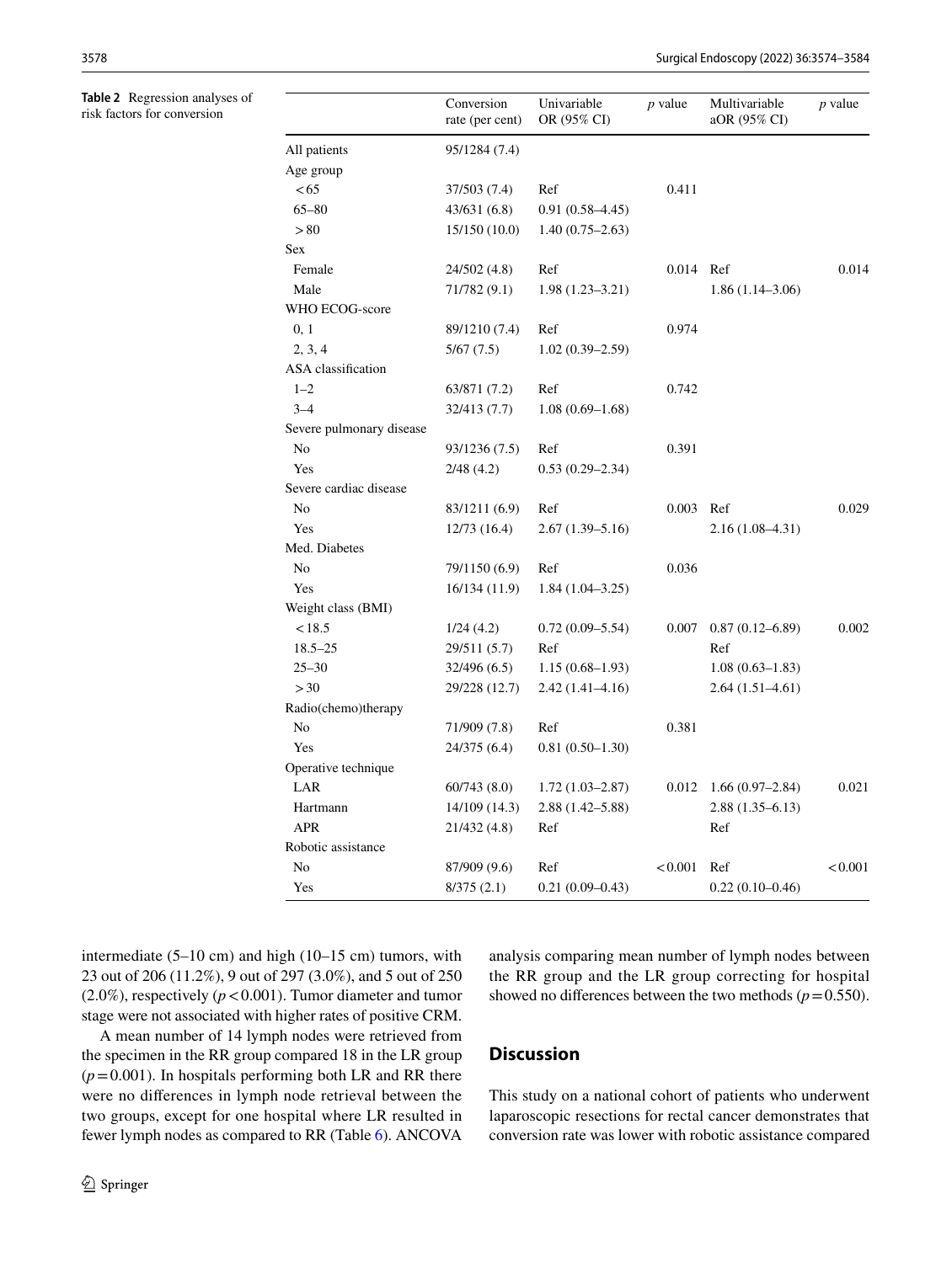**Table 2** Regression analyses of risk factors for conversion

| | Conversion rate (per cent) | Univariable OR (95% CI) | *p* value | Multivariable aOR (95% CI) | *p* value |
|---|---|---|---|---|---|
| All patients | 95/1284 (7.4) | | | | |
| Age group | | | | | |
| <65 | 37/503 (7.4) | Ref | 0.411 | | |
| 65–80 | 43/631 (6.8) | 0.91 (0.58–4.45) | | | |
| >80 | 15/150 (10.0) | 1.40 (0.75–2.63) | | | |
| Sex | | | | | |
| Female | 24/502 (4.8) | Ref | 0.014 | Ref | 0.014 |
| Male | 71/782 (9.1) | 1.98 (1.23–3.21) | | 1.86 (1.14–3.06) | |
| WHO ECOG-score | | | | | |
| 0, 1 | 89/1210 (7.4) | Ref | 0.974 | | |
| 2, 3, 4 | 5/67 (7.5) | 1.02 (0.39–2.59) | | | |
| ASA classification | | | | | |
| 1–2 | 63/871 (7.2) | Ref | 0.742 | | |
| 3–4 | 32/413 (7.7) | 1.08 (0.69–1.68) | | | |
| Severe pulmonary disease | | | | | |
| No | 93/1236 (7.5) | Ref | 0.391 | | |
| Yes | 2/48 (4.2) | 0.53 (0.29–2.34) | | | |
| Severe cardiac disease | | | | | |
| No | 83/1211 (6.9) | Ref | 0.003 | Ref | 0.029 |
| Yes | 12/73 (16.4) | 2.67 (1.39–5.16) | | 2.16 (1.08–4.31) | |
| Med. Diabetes | | | | | |
| No | 79/1150 (6.9) | Ref | 0.036 | | |
| Yes | 16/134 (11.9) | 1.84 (1.04–3.25) | | | |
| Weight class (BMI) | | | | | |
| <18.5 | 1/24 (4.2) | 0.72 (0.09–5.54) | 0.007 | 0.87 (0.12–6.89) | 0.002 |
| 18.5–25 | 29/511 (5.7) | Ref | | Ref | |
| 25–30 | 32/496 (6.5) | 1.15 (0.68–1.93) | | 1.08 (0.63–1.83) | |
| >30 | 29/228 (12.7) | 2.42 (1.41–4.16) | | 2.64 (1.51–4.61) | |
| Radio(chemo)therapy | | | | | |
| No | 71/909 (7.8) | Ref | 0.381 | | |
| Yes | 24/375 (6.4) | 0.81 (0.50–1.30) | | | |
| Operative technique | | | | | |
| LAR | 60/743 (8.0) | 1.72 (1.03–2.87) | 0.012 | 1.66 (0.97–2.84) | 0.021 |
| Hartmann | 14/109 (14.3) | 2.88 (1.42–5.88) | | 2.88 (1.35–6.13) | |
| APR | 21/432 (4.8) | Ref | | Ref | |
| Robotic assistance | | | | | |
| No | 87/909 (9.6) | Ref | <0.001 | Ref | <0.001 |
| Yes | 8/375 (2.1) | 0.21 (0.09–0.43) | | 0.22 (0.10–0.46) | |

intermediate (5–10 cm) and high (10–15 cm) tumors, with 23 out of 206 (11.2%), 9 out of 297 (3.0%), and 5 out of 250 (2.0%), respectively ($p<0.001$). Tumor diameter and tumor stage were not associated with higher rates of positive CRM.

A mean number of 14 lymph nodes were retrieved from the specimen in the RR group compared 18 in the LR group ($p=0.001$). In hospitals performing both LR and RR there were no differences in lymph node retrieval between the two groups, except for one hospital where LR resulted in fewer lymph nodes as compared to RR (Table 6). ANCOVA analysis comparing mean number of lymph nodes between the RR group and the LR group correcting for hospital showed no differences between the two methods ($p=0.550$).

## Discussion

This study on a national cohort of patients who underwent laparoscopic resections for rectal cancer demonstrates that conversion rate was lower with robotic assistance compared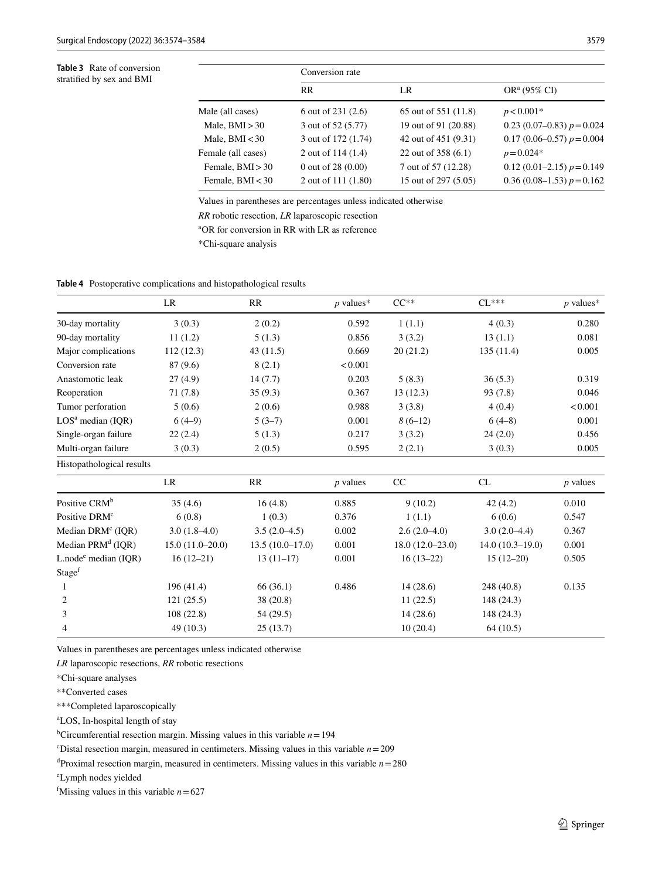**Table 3** Rate of conversion stratified by sex and BMI

| | Conversion rate | | |
|---|---|---|---|
| | RR | LR | OR[a] (95% CI) |
| Male (all cases) | 6 out of 231 (2.6) | 65 out of 551 (11.8) | $p < 0.001$* |
| Male, BMI > 30 | 3 out of 52 (5.77) | 19 out of 91 (20.88) | 0.23 (0.07–0.83) $p = 0.024$ |
| Male, BMI < 30 | 3 out of 172 (1.74) | 42 out of 451 (9.31) | 0.17 (0.06–0.57) $p = 0.004$ |
| Female (all cases) | 2 out of 114 (1.4) | 22 out of 358 (6.1) | $p = 0.024$* |
| Female, BMI > 30 | 0 out of 28 (0.00) | 7 out of 57 (12.28) | 0.12 (0.01–2.15) $p = 0.149$ |
| Female, BMI < 30 | 2 out of 111 (1.80) | 15 out of 297 (5.05) | 0.36 (0.08–1.53) $p = 0.162$ |

Values in parentheses are percentages unless indicated otherwise

*RR* robotic resection, *LR* laparoscopic resection

[a]OR for conversion in RR with LR as reference

*Chi-square analysis

**Table 4** Postoperative complications and histopathological results

| | LR | RR | *p* values* | CC** | CL*** | *p* values* |
|---|---|---|---|---|---|---|
| 30-day mortality | 3 (0.3) | 2 (0.2) | 0.592 | 1 (1.1) | 4 (0.3) | 0.280 |
| 90-day mortality | 11 (1.2) | 5 (1.3) | 0.856 | 3 (3.2) | 13 (1.1) | 0.081 |
| Major complications | 112 (12.3) | 43 (11.5) | 0.669 | 20 (21.2) | 135 (11.4) | 0.005 |
| Conversion rate | 87 (9.6) | 8 (2.1) | < 0.001 | | | |
| Anastomotic leak | 27 (4.9) | 14 (7.7) | 0.203 | 5 (8.3) | 36 (5.3) | 0.319 |
| Reoperation | 71 (7.8) | 35 (9.3) | 0.367 | 13 (12.3) | 93 (7.8) | 0.046 |
| Tumor perforation | 5 (0.6) | 2 (0.6) | 0.988 | 3 (3.8) | 4 (0.4) | < 0.001 |
| LOS[a] median (IQR) | 6 (4–9) | 5 (3–7) | 0.001 | *8* (6–12) | 6 (4–8) | 0.001 |
| Single-organ failure | 22 (2.4) | 5 (1.3) | 0.217 | 3 (3.2) | 24 (2.0) | 0.456 |
| Multi-organ failure | 3 (0.3) | 2 (0.5) | 0.595 | 2 (2.1) | 3 (0.3) | 0.005 |
| Histopathological results | | | | | | |
| | LR | RR | *p* values | CC | CL | *p* values |
| Positive CRM[b] | 35 (4.6) | 16 (4.8) | 0.885 | 9 (10.2) | 42 (4.2) | 0.010 |
| Positive DRM[c] | 6 (0.8) | 1 (0.3) | 0.376 | 1 (1.1) | 6 (0.6) | 0.547 |
| Median DRM[c] (IQR) | 3.0 (1.8–4.0) | 3.5 (2.0–4.5) | 0.002 | 2.6 (2.0–4.0) | 3.0 (2.0–4.4) | 0.367 |
| Median PRM[d] (IQR) | 15.0 (11.0–20.0) | 13.5 (10.0–17.0) | 0.001 | 18.0 (12.0–23.0) | 14.0 (10.3–19.0) | 0.001 |
| L.node[e] median (IQR) | 16 (12–21) | 13 (11–17) | 0.001 | 16 (13–22) | 15 (12–20) | 0.505 |
| Stage[f] | | | | | | |
| 1 | 196 (41.4) | 66 (36.1) | 0.486 | 14 (28.6) | 248 (40.8) | 0.135 |
| 2 | 121 (25.5) | 38 (20.8) | | 11 (22.5) | 148 (24.3) | |
| 3 | 108 (22.8) | 54 (29.5) | | 14 (28.6) | 148 (24.3) | |
| 4 | 49 (10.3) | 25 (13.7) | | 10 (20.4) | 64 (10.5) | |

Values in parentheses are percentages unless indicated otherwise

*LR* laparoscopic resections, *RR* robotic resections

*Chi-square analyses

**Converted cases

***Completed laparoscopically

[a]LOS, In-hospital length of stay

[b]Circumferential resection margin. Missing values in this variable $n = 194$

[c]Distal resection margin, measured in centimeters. Missing values in this variable $n = 209$

[d]Proximal resection margin, measured in centimeters. Missing values in this variable $n = 280$

[e]Lymph nodes yielded

[f]Missing values in this variable $n = 627$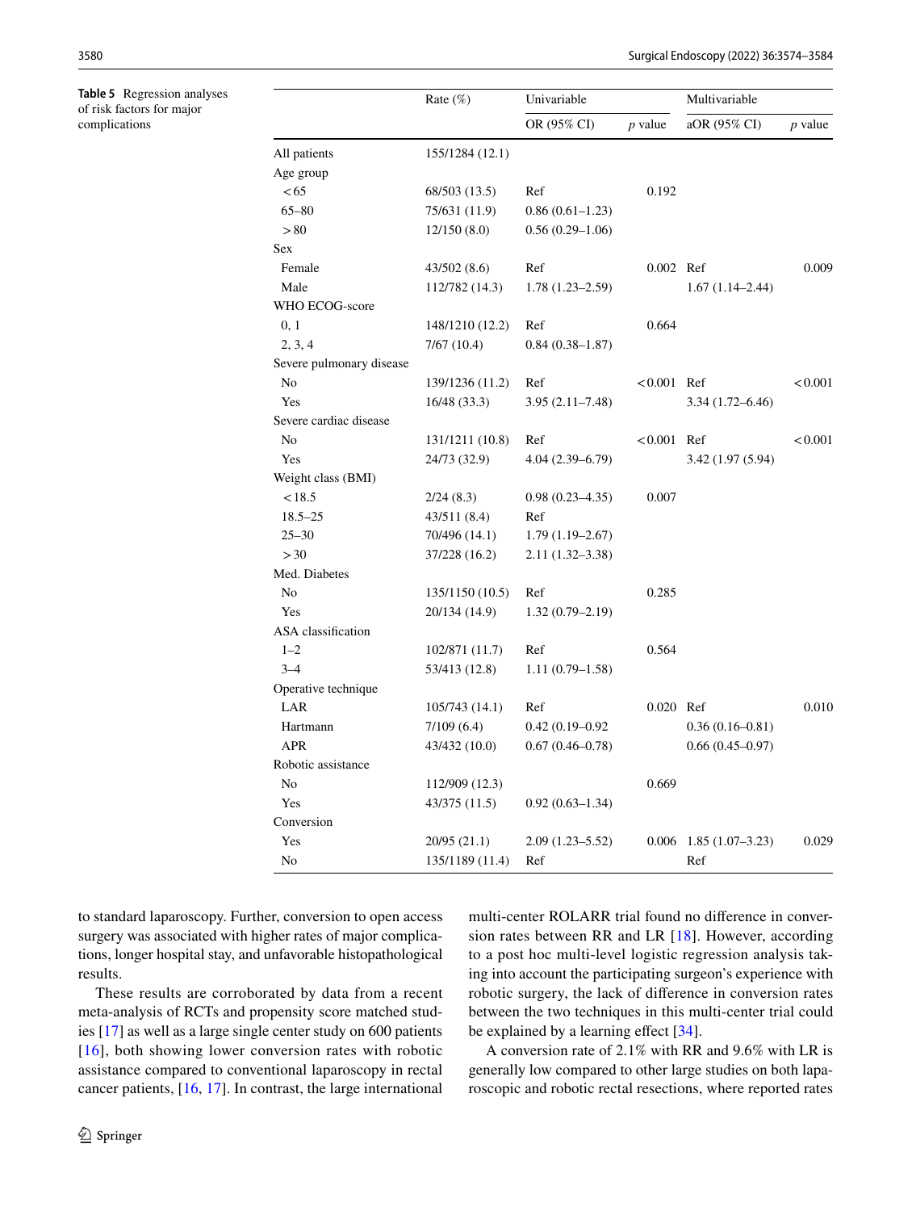**Table 5** Regression analyses of risk factors for major complications

| | Rate (%) | Univariable | | Multivariable | |
|---|---|---|---|---|---|
| | | OR (95% CI) | *p* value | aOR (95% CI) | *p* value |
| All patients | 155/1284 (12.1) | | | | |
| Age group | | | | | |
| < 65 | 68/503 (13.5) | Ref | 0.192 | | |
| 65–80 | 75/631 (11.9) | 0.86 (0.61–1.23) | | | |
| > 80 | 12/150 (8.0) | 0.56 (0.29–1.06) | | | |
| Sex | | | | | |
| Female | 43/502 (8.6) | Ref | 0.002 | Ref | 0.009 |
| Male | 112/782 (14.3) | 1.78 (1.23–2.59) | | 1.67 (1.14–2.44) | |
| WHO ECOG-score | | | | | |
| 0, 1 | 148/1210 (12.2) | Ref | 0.664 | | |
| 2, 3, 4 | 7/67 (10.4) | 0.84 (0.38–1.87) | | | |
| Severe pulmonary disease | | | | | |
| No | 139/1236 (11.2) | Ref | < 0.001 | Ref | < 0.001 |
| Yes | 16/48 (33.3) | 3.95 (2.11–7.48) | | 3.34 (1.72–6.46) | |
| Severe cardiac disease | | | | | |
| No | 131/1211 (10.8) | Ref | < 0.001 | Ref | < 0.001 |
| Yes | 24/73 (32.9) | 4.04 (2.39–6.79) | | 3.42 (1.97 (5.94) | |
| Weight class (BMI) | | | | | |
| < 18.5 | 2/24 (8.3) | 0.98 (0.23–4.35) | 0.007 | | |
| 18.5–25 | 43/511 (8.4) | Ref | | | |
| 25–30 | 70/496 (14.1) | 1.79 (1.19–2.67) | | | |
| > 30 | 37/228 (16.2) | 2.11 (1.32–3.38) | | | |
| Med. Diabetes | | | | | |
| No | 135/1150 (10.5) | Ref | 0.285 | | |
| Yes | 20/134 (14.9) | 1.32 (0.79–2.19) | | | |
| ASA classification | | | | | |
| 1–2 | 102/871 (11.7) | Ref | 0.564 | | |
| 3–4 | 53/413 (12.8) | 1.11 (0.79–1.58) | | | |
| Operative technique | | | | | |
| LAR | 105/743 (14.1) | Ref | 0.020 | Ref | 0.010 |
| Hartmann | 7/109 (6.4) | 0.42 (0.19–0.92 | | 0.36 (0.16–0.81) | |
| APR | 43/432 (10.0) | 0.67 (0.46–0.78) | | 0.66 (0.45–0.97) | |
| Robotic assistance | | | | | |
| No | 112/909 (12.3) | | 0.669 | | |
| Yes | 43/375 (11.5) | 0.92 (0.63–1.34) | | | |
| Conversion | | | | | |
| Yes | 20/95 (21.1) | 2.09 (1.23–5.52) | 0.006 | 1.85 (1.07–3.23) | 0.029 |
| No | 135/1189 (11.4) | Ref | | Ref | |

to standard laparoscopy. Further, conversion to open access surgery was associated with higher rates of major complications, longer hospital stay, and unfavorable histopathological results.

These results are corroborated by data from a recent meta-analysis of RCTs and propensity score matched studies [17] as well as a large single center study on 600 patients [16], both showing lower conversion rates with robotic assistance compared to conventional laparoscopy in rectal cancer patients, [16, 17]. In contrast, the large international multi-center ROLARR trial found no difference in conversion rates between RR and LR [18]. However, according to a post hoc multi-level logistic regression analysis taking into account the participating surgeon's experience with robotic surgery, the lack of difference in conversion rates between the two techniques in this multi-center trial could be explained by a learning effect [34].

A conversion rate of 2.1% with RR and 9.6% with LR is generally low compared to other large studies on both laparoscopic and robotic rectal resections, where reported rates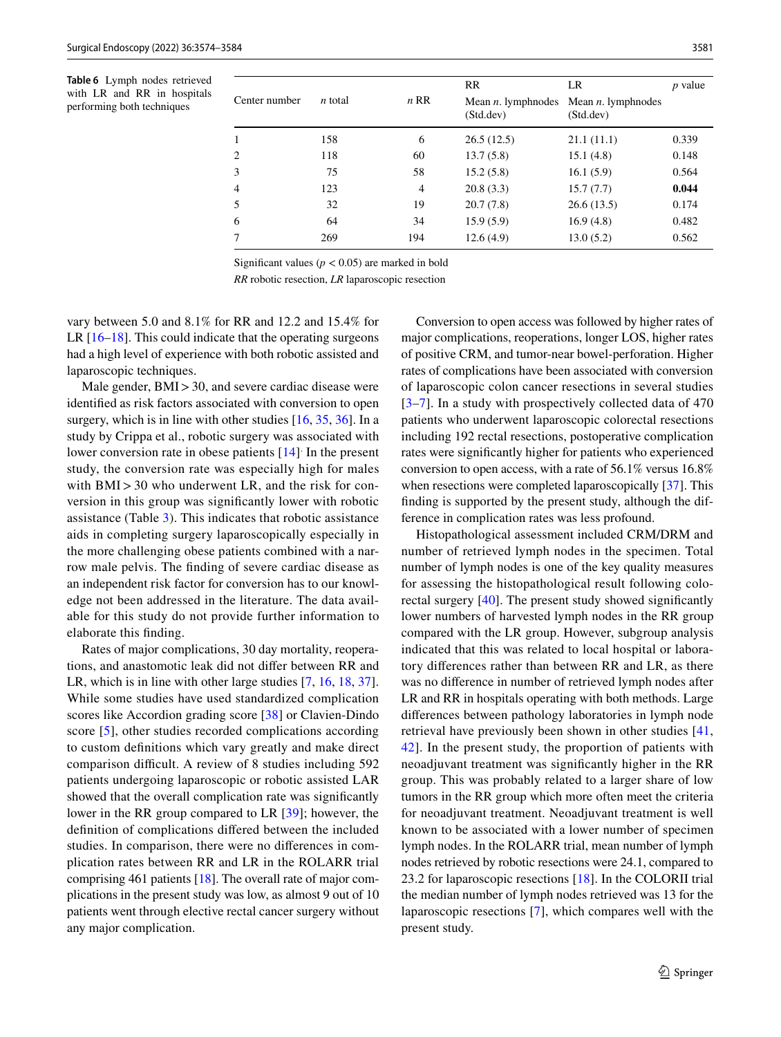**Table 6** Lymph nodes retrieved with LR and RR in hospitals performing both techniques

| Center number | *n* total | *n* RR | RR Mean *n*. lymphnodes (Std.dev) | LR Mean *n*. lymphnodes (Std.dev) | *p* value |
|---|---|---|---|---|---|
| 1 | 158 | 6 | 26.5 (12.5) | 21.1 (11.1) | 0.339 |
| 2 | 118 | 60 | 13.7 (5.8) | 15.1 (4.8) | 0.148 |
| 3 | 75 | 58 | 15.2 (5.8) | 16.1 (5.9) | 0.564 |
| 4 | 123 | 4 | 20.8 (3.3) | 15.7 (7.7) | **0.044** |
| 5 | 32 | 19 | 20.7 (7.8) | 26.6 (13.5) | 0.174 |
| 6 | 64 | 34 | 15.9 (5.9) | 16.9 (4.8) | 0.482 |
| 7 | 269 | 194 | 12.6 (4.9) | 13.0 (5.2) | 0.562 |

Significant values ($p < 0.05$) are marked in bold

*RR* robotic resection, *LR* laparoscopic resection

vary between 5.0 and 8.1% for RR and 12.2 and 15.4% for LR [16–18]. This could indicate that the operating surgeons had a high level of experience with both robotic assisted and laparoscopic techniques.

Male gender, BMI > 30, and severe cardiac disease were identified as risk factors associated with conversion to open surgery, which is in line with other studies [16, 35, 36]. In a study by Crippa et al., robotic surgery was associated with lower conversion rate in obese patients [14]. In the present study, the conversion rate was especially high for males with BMI > 30 who underwent LR, and the risk for conversion in this group was significantly lower with robotic assistance (Table 3). This indicates that robotic assistance aids in completing surgery laparoscopically especially in the more challenging obese patients combined with a narrow male pelvis. The finding of severe cardiac disease as an independent risk factor for conversion has to our knowledge not been addressed in the literature. The data available for this study do not provide further information to elaborate this finding.

Rates of major complications, 30 day mortality, reoperations, and anastomotic leak did not differ between RR and LR, which is in line with other large studies [7, 16, 18, 37]. While some studies have used standardized complication scores like Accordion grading score [38] or Clavien-Dindo score [5], other studies recorded complications according to custom definitions which vary greatly and make direct comparison difficult. A review of 8 studies including 592 patients undergoing laparoscopic or robotic assisted LAR showed that the overall complication rate was significantly lower in the RR group compared to LR [39]; however, the definition of complications differed between the included studies. In comparison, there were no differences in complication rates between RR and LR in the ROLARR trial comprising 461 patients [18]. The overall rate of major complications in the present study was low, as almost 9 out of 10 patients went through elective rectal cancer surgery without any major complication.

Conversion to open access was followed by higher rates of major complications, reoperations, longer LOS, higher rates of positive CRM, and tumor-near bowel-perforation. Higher rates of complications have been associated with conversion of laparoscopic colon cancer resections in several studies [3–7]. In a study with prospectively collected data of 470 patients who underwent laparoscopic colorectal resections including 192 rectal resections, postoperative complication rates were significantly higher for patients who experienced conversion to open access, with a rate of 56.1% versus 16.8% when resections were completed laparoscopically [37]. This finding is supported by the present study, although the difference in complication rates was less profound.

Histopathological assessment included CRM/DRM and number of retrieved lymph nodes in the specimen. Total number of lymph nodes is one of the key quality measures for assessing the histopathological result following colorectal surgery [40]. The present study showed significantly lower numbers of harvested lymph nodes in the RR group compared with the LR group. However, subgroup analysis indicated that this was related to local hospital or laboratory differences rather than between RR and LR, as there was no difference in number of retrieved lymph nodes after LR and RR in hospitals operating with both methods. Large differences between pathology laboratories in lymph node retrieval have previously been shown in other studies [41, 42]. In the present study, the proportion of patients with neoadjuvant treatment was significantly higher in the RR group. This was probably related to a larger share of low tumors in the RR group which more often meet the criteria for neoadjuvant treatment. Neoadjuvant treatment is well known to be associated with a lower number of specimen lymph nodes. In the ROLARR trial, mean number of lymph nodes retrieved by robotic resections were 24.1, compared to 23.2 for laparoscopic resections [18]. In the COLORII trial the median number of lymph nodes retrieved was 13 for the laparoscopic resections [7], which compares well with the present study.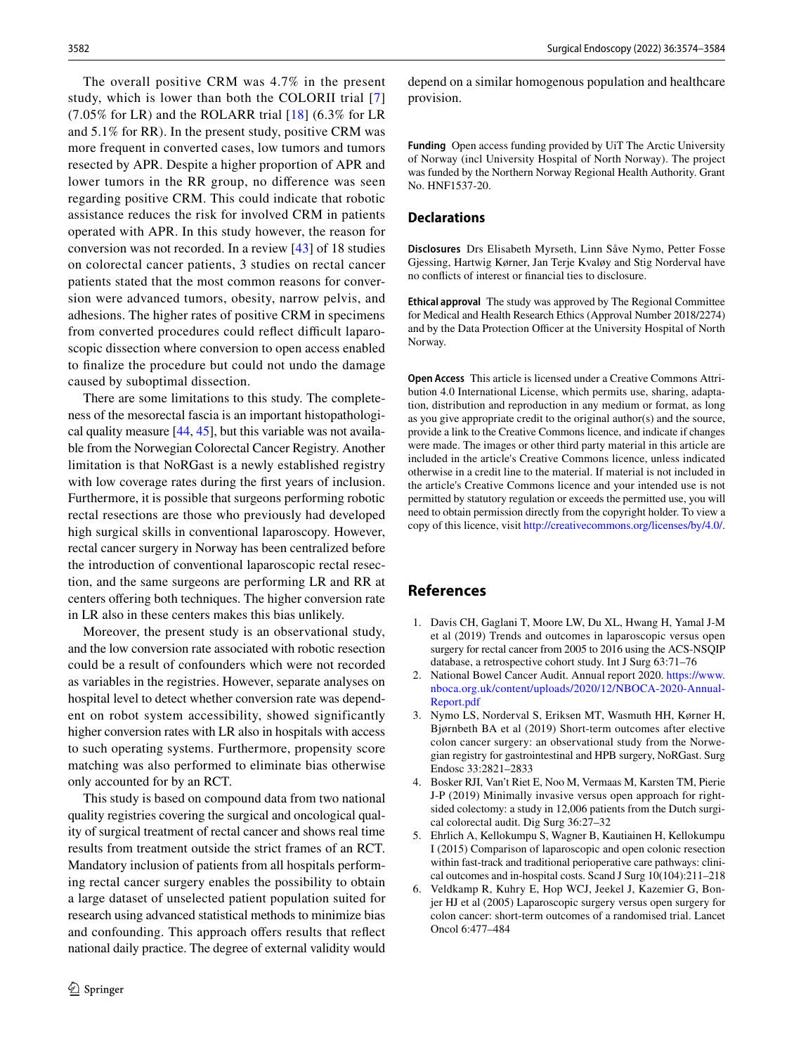The overall positive CRM was 4.7% in the present study, which is lower than both the COLORII trial [7] (7.05% for LR) and the ROLARR trial [18] (6.3% for LR and 5.1% for RR). In the present study, positive CRM was more frequent in converted cases, low tumors and tumors resected by APR. Despite a higher proportion of APR and lower tumors in the RR group, no difference was seen regarding positive CRM. This could indicate that robotic assistance reduces the risk for involved CRM in patients operated with APR. In this study however, the reason for conversion was not recorded. In a review [43] of 18 studies on colorectal cancer patients, 3 studies on rectal cancer patients stated that the most common reasons for conversion were advanced tumors, obesity, narrow pelvis, and adhesions. The higher rates of positive CRM in specimens from converted procedures could reflect difficult laparoscopic dissection where conversion to open access enabled to finalize the procedure but could not undo the damage caused by suboptimal dissection.

There are some limitations to this study. The completeness of the mesorectal fascia is an important histopathological quality measure [44, 45], but this variable was not available from the Norwegian Colorectal Cancer Registry. Another limitation is that NoRGast is a newly established registry with low coverage rates during the first years of inclusion. Furthermore, it is possible that surgeons performing robotic rectal resections are those who previously had developed high surgical skills in conventional laparoscopy. However, rectal cancer surgery in Norway has been centralized before the introduction of conventional laparoscopic rectal resection, and the same surgeons are performing LR and RR at centers offering both techniques. The higher conversion rate in LR also in these centers makes this bias unlikely.

Moreover, the present study is an observational study, and the low conversion rate associated with robotic resection could be a result of confounders which were not recorded as variables in the registries. However, separate analyses on hospital level to detect whether conversion rate was dependent on robot system accessibility, showed significantly higher conversion rates with LR also in hospitals with access to such operating systems. Furthermore, propensity score matching was also performed to eliminate bias otherwise only accounted for by an RCT.

This study is based on compound data from two national quality registries covering the surgical and oncological quality of surgical treatment of rectal cancer and shows real time results from treatment outside the strict frames of an RCT. Mandatory inclusion of patients from all hospitals performing rectal cancer surgery enables the possibility to obtain a large dataset of unselected patient population suited for research using advanced statistical methods to minimize bias and confounding. This approach offers results that reflect national daily practice. The degree of external validity would depend on a similar homogenous population and healthcare provision.

**Funding** Open access funding provided by UiT The Arctic University of Norway (incl University Hospital of North Norway). The project was funded by the Northern Norway Regional Health Authority. Grant No. HNF1537-20.

## Declarations

**Disclosures** Drs Elisabeth Myrseth, Linn Såve Nymo, Petter Fosse Gjessing, Hartwig Kørner, Jan Terje Kvaløy and Stig Norderval have no conflicts of interest or financial ties to disclosure.

**Ethical approval** The study was approved by The Regional Committee for Medical and Health Research Ethics (Approval Number 2018/2274) and by the Data Protection Officer at the University Hospital of North Norway.

**Open Access** This article is licensed under a Creative Commons Attribution 4.0 International License, which permits use, sharing, adaptation, distribution and reproduction in any medium or format, as long as you give appropriate credit to the original author(s) and the source, provide a link to the Creative Commons licence, and indicate if changes were made. The images or other third party material in this article are included in the article's Creative Commons licence, unless indicated otherwise in a credit line to the material. If material is not included in the article's Creative Commons licence and your intended use is not permitted by statutory regulation or exceeds the permitted use, you will need to obtain permission directly from the copyright holder. To view a copy of this licence, visit http://creativecommons.org/licenses/by/4.0/.

## References

1. Davis CH, Gaglani T, Moore LW, Du XL, Hwang H, Yamal J-M et al (2019) Trends and outcomes in laparoscopic versus open surgery for rectal cancer from 2005 to 2016 using the ACS-NSQIP database, a retrospective cohort study. Int J Surg 63:71–76
2. National Bowel Cancer Audit. Annual report 2020. https://www.nboca.org.uk/content/uploads/2020/12/NBOCA-2020-Annual-Report.pdf
3. Nymo LS, Norderval S, Eriksen MT, Wasmuth HH, Kørner H, Bjørnbeth BA et al (2019) Short-term outcomes after elective colon cancer surgery: an observational study from the Norwegian registry for gastrointestinal and HPB surgery, NoRGast. Surg Endosc 33:2821–2833
4. Bosker RJI, Van't Riet E, Noo M, Vermaas M, Karsten TM, Pierie J-P (2019) Minimally invasive versus open approach for right-sided colectomy: a study in 12,006 patients from the Dutch surgical colorectal audit. Dig Surg 36:27–32
5. Ehrlich A, Kellokumpu S, Wagner B, Kautiainen H, Kellokumpu I (2015) Comparison of laparoscopic and open colonic resection within fast-track and traditional perioperative care pathways: clinical outcomes and in-hospital costs. Scand J Surg 10(104):211–218
6. Veldkamp R, Kuhry E, Hop WCJ, Jeekel J, Kazemier G, Bonjer HJ et al (2005) Laparoscopic surgery versus open surgery for colon cancer: short-term outcomes of a randomised trial. Lancet Oncol 6:477–484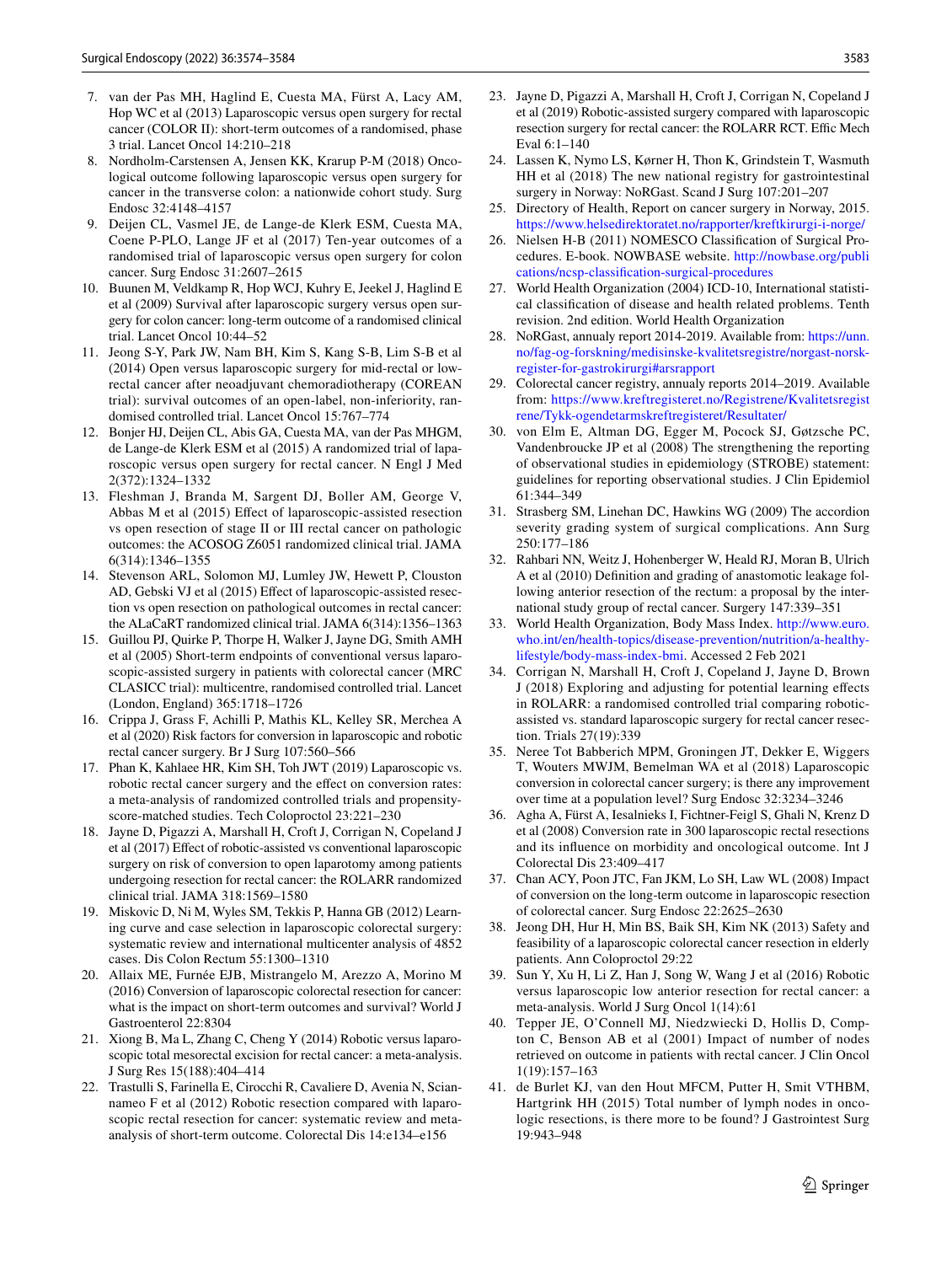7. van der Pas MH, Haglind E, Cuesta MA, Fürst A, Lacy AM, Hop WC et al (2013) Laparoscopic versus open surgery for rectal cancer (COLOR II): short-term outcomes of a randomised, phase 3 trial. Lancet Oncol 14:210–218
8. Nordholm-Carstensen A, Jensen KK, Krarup P-M (2018) Oncological outcome following laparoscopic versus open surgery for cancer in the transverse colon: a nationwide cohort study. Surg Endosc 32:4148–4157
9. Deijen CL, Vasmel JE, de Lange-de Klerk ESM, Cuesta MA, Coene P-PLO, Lange JF et al (2017) Ten-year outcomes of a randomised trial of laparoscopic versus open surgery for colon cancer. Surg Endosc 31:2607–2615
10. Buunen M, Veldkamp R, Hop WCJ, Kuhry E, Jeekel J, Haglind E et al (2009) Survival after laparoscopic surgery versus open surgery for colon cancer: long-term outcome of a randomised clinical trial. Lancet Oncol 10:44–52
11. Jeong S-Y, Park JW, Nam BH, Kim S, Kang S-B, Lim S-B et al (2014) Open versus laparoscopic surgery for mid-rectal or low-rectal cancer after neoadjuvant chemoradiotherapy (COREAN trial): survival outcomes of an open-label, non-inferiority, randomised controlled trial. Lancet Oncol 15:767–774
12. Bonjer HJ, Deijen CL, Abis GA, Cuesta MA, van der Pas MHGM, de Lange-de Klerk ESM et al (2015) A randomized trial of laparoscopic versus open surgery for rectal cancer. N Engl J Med 2(372):1324–1332
13. Fleshman J, Branda M, Sargent DJ, Boller AM, George V, Abbas M et al (2015) Effect of laparoscopic-assisted resection vs open resection of stage II or III rectal cancer on pathologic outcomes: the ACOSOG Z6051 randomized clinical trial. JAMA 6(314):1346–1355
14. Stevenson ARL, Solomon MJ, Lumley JW, Hewett P, Clouston AD, Gebski VJ et al (2015) Effect of laparoscopic-assisted resection vs open resection on pathological outcomes in rectal cancer: the ALaCaRT randomized clinical trial. JAMA 6(314):1356–1363
15. Guillou PJ, Quirke P, Thorpe H, Walker J, Jayne DG, Smith AMH et al (2005) Short-term endpoints of conventional versus laparoscopic-assisted surgery in patients with colorectal cancer (MRC CLASICC trial): multicentre, randomised controlled trial. Lancet (London, England) 365:1718–1726
16. Crippa J, Grass F, Achilli P, Mathis KL, Kelley SR, Merchea A et al (2020) Risk factors for conversion in laparoscopic and robotic rectal cancer surgery. Br J Surg 107:560–566
17. Phan K, Kahlaee HR, Kim SH, Toh JWT (2019) Laparoscopic vs. robotic rectal cancer surgery and the effect on conversion rates: a meta-analysis of randomized controlled trials and propensity-score-matched studies. Tech Coloproctol 23:221–230
18. Jayne D, Pigazzi A, Marshall H, Croft J, Corrigan N, Copeland J et al (2017) Effect of robotic-assisted vs conventional laparoscopic surgery on risk of conversion to open laparotomy among patients undergoing resection for rectal cancer: the ROLARR randomized clinical trial. JAMA 318:1569–1580
19. Miskovic D, Ni M, Wyles SM, Tekkis P, Hanna GB (2012) Learning curve and case selection in laparoscopic colorectal surgery: systematic review and international multicenter analysis of 4852 cases. Dis Colon Rectum 55:1300–1310
20. Allaix ME, Furnée EJB, Mistrangelo M, Arezzo A, Morino M (2016) Conversion of laparoscopic colorectal resection for cancer: what is the impact on short-term outcomes and survival? World J Gastroenterol 22:8304
21. Xiong B, Ma L, Zhang C, Cheng Y (2014) Robotic versus laparoscopic total mesorectal excision for rectal cancer: a meta-analysis. J Surg Res 15(188):404–414
22. Trastulli S, Farinella E, Cirocchi R, Cavaliere D, Avenia N, Sciannameo F et al (2012) Robotic resection compared with laparoscopic rectal resection for cancer: systematic review and meta-analysis of short-term outcome. Colorectal Dis 14:e134–e156
23. Jayne D, Pigazzi A, Marshall H, Croft J, Corrigan N, Copeland J et al (2019) Robotic-assisted surgery compared with laparoscopic resection surgery for rectal cancer: the ROLARR RCT. Effic Mech Eval 6:1–140
24. Lassen K, Nymo LS, Kørner H, Thon K, Grindstein T, Wasmuth HH et al (2018) The new national registry for gastrointestinal surgery in Norway: NoRGast. Scand J Surg 107:201–207
25. Directory of Health, Report on cancer surgery in Norway, 2015. https://www.helsedirektoratet.no/rapporter/kreftkirurgi-i-norge/
26. Nielsen H-B (2011) NOMESCO Classification of Surgical Procedures. E-book. NOWBASE website. http://nowbase.org/publications/ncsp-classification-surgical-procedures
27. World Health Organization (2004) ICD-10, International statistical classification of disease and health related problems. Tenth revision. 2nd edition. World Health Organization
28. NoRGast, annualy report 2014-2019. Available from: https://unn.no/fag-og-forskning/medisinske-kvalitetsregistre/norgast-norsk-register-for-gastrokirurgi#arsrapport
29. Colorectal cancer registry, annualy reports 2014–2019. Available from: https://www.kreftregisteret.no/Registrene/Kvalitetsregistrene/Tykk-ogendetarmskreftregisteret/Resultater/
30. von Elm E, Altman DG, Egger M, Pocock SJ, Gøtzsche PC, Vandenbroucke JP et al (2008) The strengthening the reporting of observational studies in epidemiology (STROBE) statement: guidelines for reporting observational studies. J Clin Epidemiol 61:344–349
31. Strasberg SM, Linehan DC, Hawkins WG (2009) The accordion severity grading system of surgical complications. Ann Surg 250:177–186
32. Rahbari NN, Weitz J, Hohenberger W, Heald RJ, Moran B, Ulrich A et al (2010) Definition and grading of anastomotic leakage following anterior resection of the rectum: a proposal by the international study group of rectal cancer. Surgery 147:339–351
33. World Health Organization, Body Mass Index. http://www.euro.who.int/en/health-topics/disease-prevention/nutrition/a-healthy-lifestyle/body-mass-index-bmi. Accessed 2 Feb 2021
34. Corrigan N, Marshall H, Croft J, Copeland J, Jayne D, Brown J (2018) Exploring and adjusting for potential learning effects in ROLARR: a randomised controlled trial comparing robotic-assisted vs. standard laparoscopic surgery for rectal cancer resection. Trials 27(19):339
35. Neree Tot Babberich MPM, Groningen JT, Dekker E, Wiggers T, Wouters MWJM, Bemelman WA et al (2018) Laparoscopic conversion in colorectal cancer surgery; is there any improvement over time at a population level? Surg Endosc 32:3234–3246
36. Agha A, Fürst A, Iesalnieks I, Fichtner-Feigl S, Ghali N, Krenz D et al (2008) Conversion rate in 300 laparoscopic rectal resections and its influence on morbidity and oncological outcome. Int J Colorectal Dis 23:409–417
37. Chan ACY, Poon JTC, Fan JKM, Lo SH, Law WL (2008) Impact of conversion on the long-term outcome in laparoscopic resection of colorectal cancer. Surg Endosc 22:2625–2630
38. Jeong DH, Hur H, Min BS, Baik SH, Kim NK (2013) Safety and feasibility of a laparoscopic colorectal cancer resection in elderly patients. Ann Coloproctol 29:22
39. Sun Y, Xu H, Li Z, Han J, Song W, Wang J et al (2016) Robotic versus laparoscopic low anterior resection for rectal cancer: a meta-analysis. World J Surg Oncol 1(14):61
40. Tepper JE, O'Connell MJ, Niedzwiecki D, Hollis D, Compton C, Benson AB et al (2001) Impact of number of nodes retrieved on outcome in patients with rectal cancer. J Clin Oncol 1(19):157–163
41. de Burlet KJ, van den Hout MFCM, Putter H, Smit VTHBM, Hartgrink HH (2015) Total number of lymph nodes in oncologic resections, is there more to be found? J Gastrointest Surg 19:943–948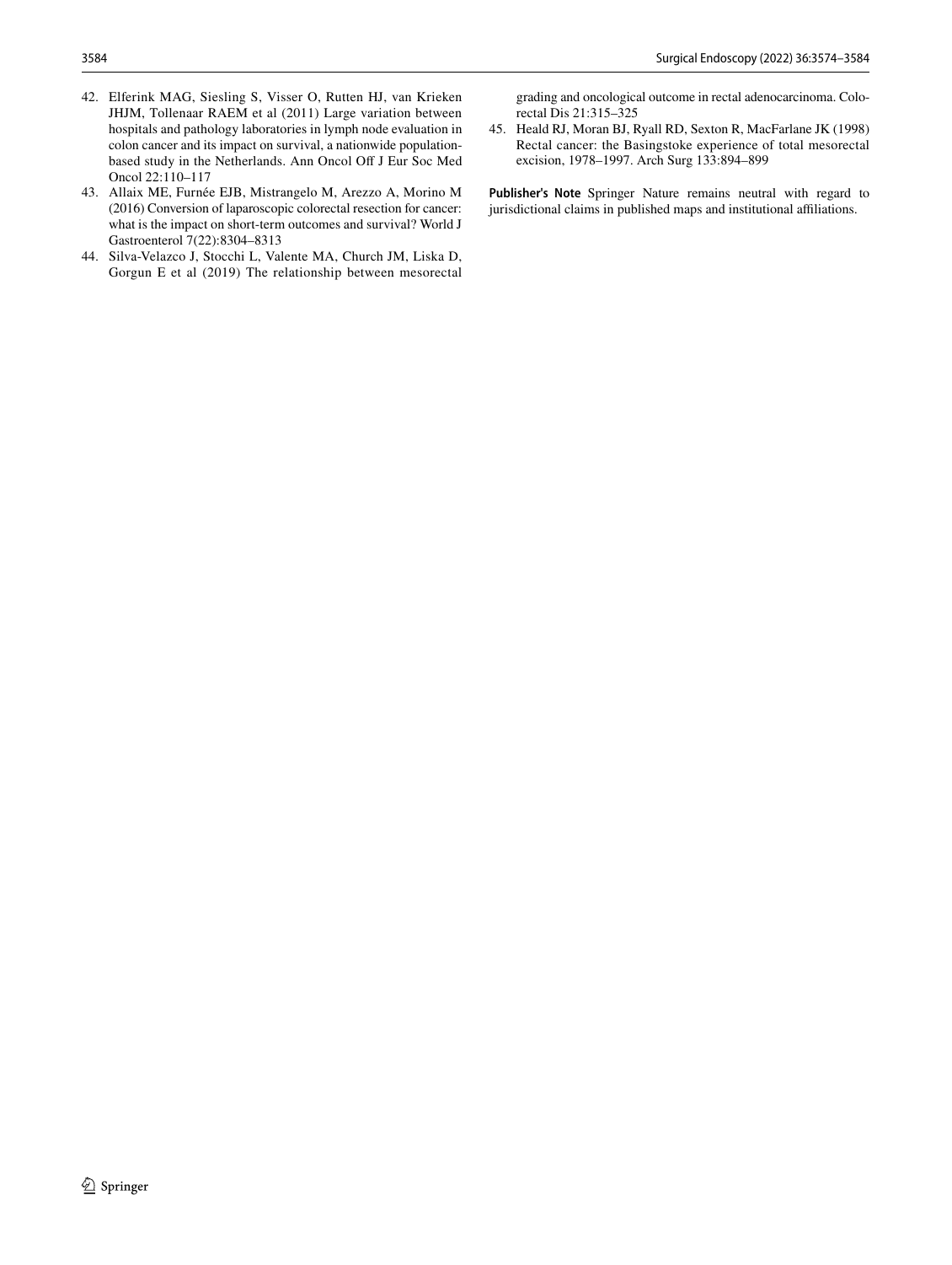42. Elferink MAG, Siesling S, Visser O, Rutten HJ, van Krieken JHJM, Tollenaar RAEM et al (2011) Large variation between hospitals and pathology laboratories in lymph node evaluation in colon cancer and its impact on survival, a nationwide population-based study in the Netherlands. Ann Oncol Off J Eur Soc Med Oncol 22:110–117
43. Allaix ME, Furnée EJB, Mistrangelo M, Arezzo A, Morino M (2016) Conversion of laparoscopic colorectal resection for cancer: what is the impact on short-term outcomes and survival? World J Gastroenterol 7(22):8304–8313
44. Silva-Velazco J, Stocchi L, Valente MA, Church JM, Liska D, Gorgun E et al (2019) The relationship between mesorectal grading and oncological outcome in rectal adenocarcinoma. Colorectal Dis 21:315–325
45. Heald RJ, Moran BJ, Ryall RD, Sexton R, MacFarlane JK (1998) Rectal cancer: the Basingstoke experience of total mesorectal excision, 1978–1997. Arch Surg 133:894–899

**Publisher's Note** Springer Nature remains neutral with regard to jurisdictional claims in published maps and institutional affiliations.